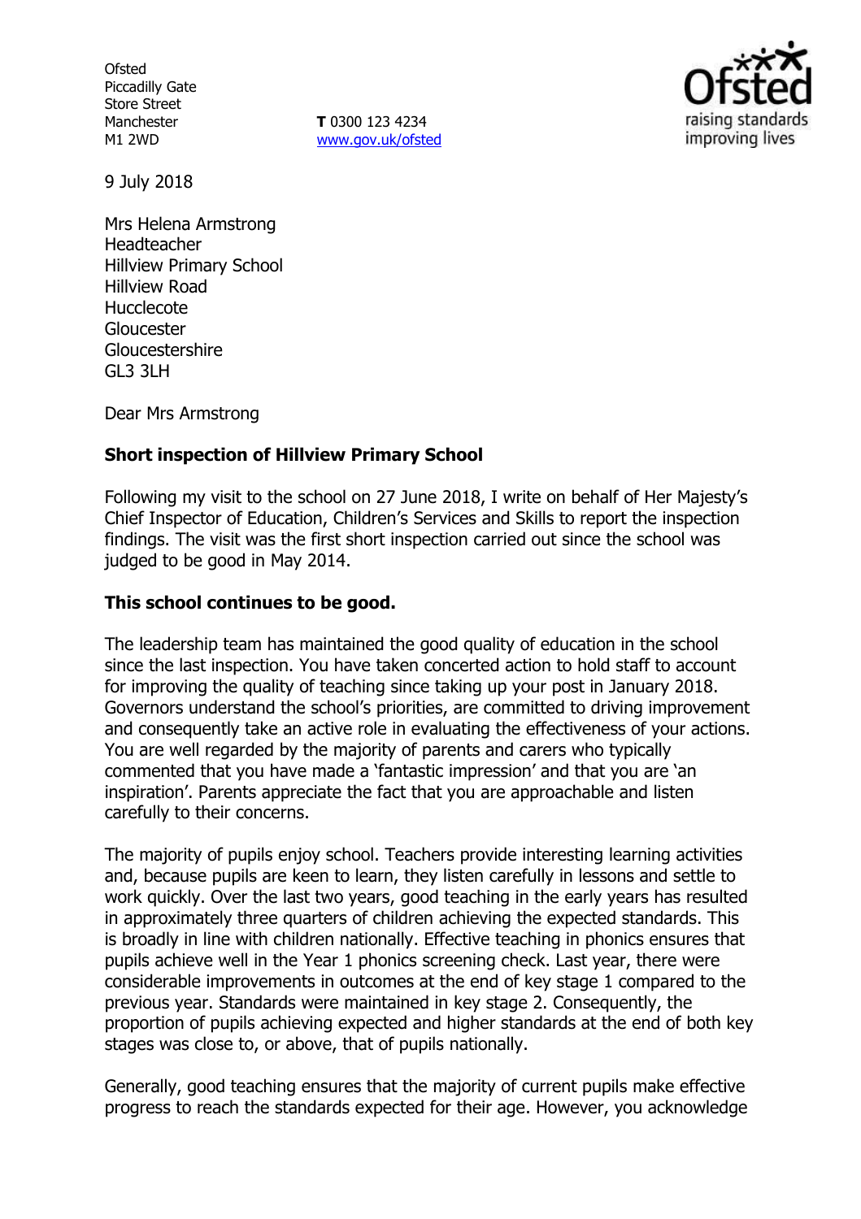Ofsted
Piccadilly Gate
Store Street
Manchester
M1 2WD

**T** 0300 123 4234
www.gov.uk/ofsted

9 July 2018

Mrs Helena Armstrong
Headteacher
Hillview Primary School
Hillview Road
Hucclecote
Gloucester
Gloucestershire
GL3 3LH

Dear Mrs Armstrong

**Short inspection of Hillview Primary School**

Following my visit to the school on 27 June 2018, I write on behalf of Her Majesty's Chief Inspector of Education, Children's Services and Skills to report the inspection findings. The visit was the first short inspection carried out since the school was judged to be good in May 2014.

**This school continues to be good.**

The leadership team has maintained the good quality of education in the school since the last inspection. You have taken concerted action to hold staff to account for improving the quality of teaching since taking up your post in January 2018. Governors understand the school's priorities, are committed to driving improvement and consequently take an active role in evaluating the effectiveness of your actions. You are well regarded by the majority of parents and carers who typically commented that you have made a 'fantastic impression' and that you are 'an inspiration'. Parents appreciate the fact that you are approachable and listen carefully to their concerns.

The majority of pupils enjoy school. Teachers provide interesting learning activities and, because pupils are keen to learn, they listen carefully in lessons and settle to work quickly. Over the last two years, good teaching in the early years has resulted in approximately three quarters of children achieving the expected standards. This is broadly in line with children nationally. Effective teaching in phonics ensures that pupils achieve well in the Year 1 phonics screening check. Last year, there were considerable improvements in outcomes at the end of key stage 1 compared to the previous year. Standards were maintained in key stage 2. Consequently, the proportion of pupils achieving expected and higher standards at the end of both key stages was close to, or above, that of pupils nationally.

Generally, good teaching ensures that the majority of current pupils make effective progress to reach the standards expected for their age. However, you acknowledge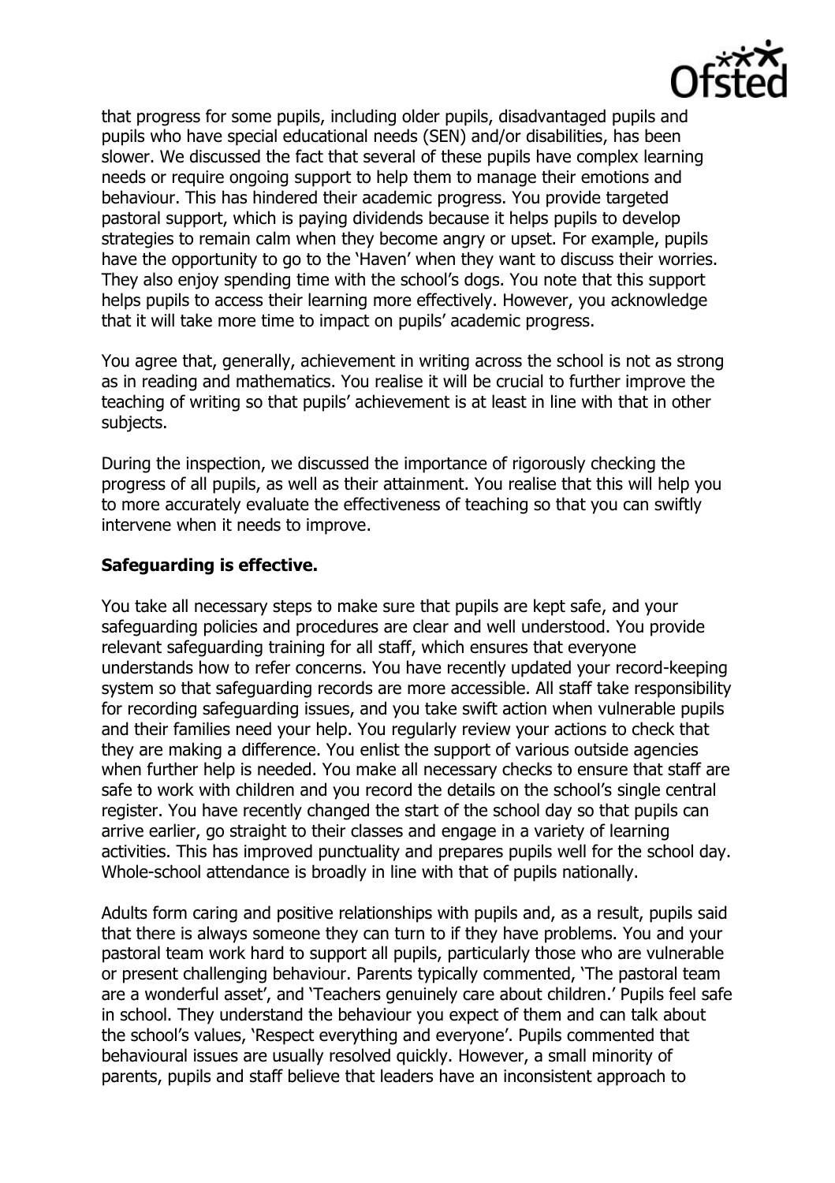that progress for some pupils, including older pupils, disadvantaged pupils and pupils who have special educational needs (SEN) and/or disabilities, has been slower. We discussed the fact that several of these pupils have complex learning needs or require ongoing support to help them to manage their emotions and behaviour. This has hindered their academic progress. You provide targeted pastoral support, which is paying dividends because it helps pupils to develop strategies to remain calm when they become angry or upset. For example, pupils have the opportunity to go to the 'Haven' when they want to discuss their worries. They also enjoy spending time with the school's dogs. You note that this support helps pupils to access their learning more effectively. However, you acknowledge that it will take more time to impact on pupils' academic progress.

You agree that, generally, achievement in writing across the school is not as strong as in reading and mathematics. You realise it will be crucial to further improve the teaching of writing so that pupils' achievement is at least in line with that in other subjects.

During the inspection, we discussed the importance of rigorously checking the progress of all pupils, as well as their attainment. You realise that this will help you to more accurately evaluate the effectiveness of teaching so that you can swiftly intervene when it needs to improve.

**Safeguarding is effective.**

You take all necessary steps to make sure that pupils are kept safe, and your safeguarding policies and procedures are clear and well understood. You provide relevant safeguarding training for all staff, which ensures that everyone understands how to refer concerns. You have recently updated your record-keeping system so that safeguarding records are more accessible. All staff take responsibility for recording safeguarding issues, and you take swift action when vulnerable pupils and their families need your help. You regularly review your actions to check that they are making a difference. You enlist the support of various outside agencies when further help is needed. You make all necessary checks to ensure that staff are safe to work with children and you record the details on the school's single central register. You have recently changed the start of the school day so that pupils can arrive earlier, go straight to their classes and engage in a variety of learning activities. This has improved punctuality and prepares pupils well for the school day. Whole-school attendance is broadly in line with that of pupils nationally.

Adults form caring and positive relationships with pupils and, as a result, pupils said that there is always someone they can turn to if they have problems. You and your pastoral team work hard to support all pupils, particularly those who are vulnerable or present challenging behaviour. Parents typically commented, 'The pastoral team are a wonderful asset', and 'Teachers genuinely care about children.' Pupils feel safe in school. They understand the behaviour you expect of them and can talk about the school's values, 'Respect everything and everyone'. Pupils commented that behavioural issues are usually resolved quickly. However, a small minority of parents, pupils and staff believe that leaders have an inconsistent approach to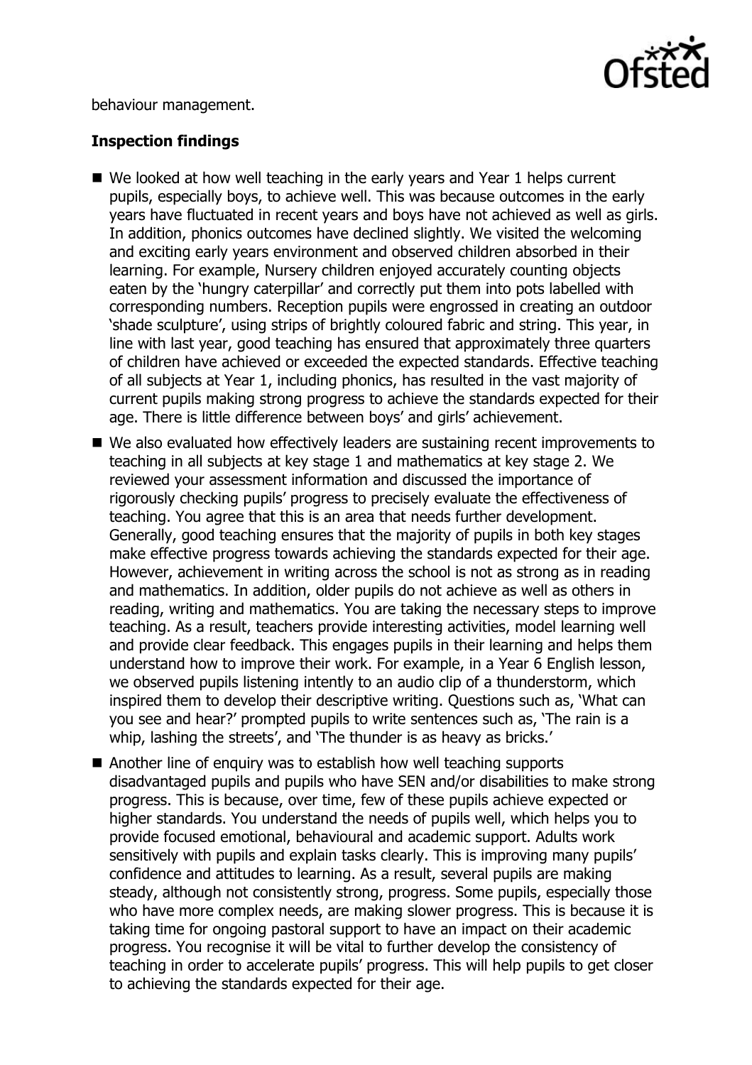behaviour management.

**Inspection findings**

- We looked at how well teaching in the early years and Year 1 helps current pupils, especially boys, to achieve well. This was because outcomes in the early years have fluctuated in recent years and boys have not achieved as well as girls. In addition, phonics outcomes have declined slightly. We visited the welcoming and exciting early years environment and observed children absorbed in their learning. For example, Nursery children enjoyed accurately counting objects eaten by the 'hungry caterpillar' and correctly put them into pots labelled with corresponding numbers. Reception pupils were engrossed in creating an outdoor 'shade sculpture', using strips of brightly coloured fabric and string. This year, in line with last year, good teaching has ensured that approximately three quarters of children have achieved or exceeded the expected standards. Effective teaching of all subjects at Year 1, including phonics, has resulted in the vast majority of current pupils making strong progress to achieve the standards expected for their age. There is little difference between boys' and girls' achievement.
- We also evaluated how effectively leaders are sustaining recent improvements to teaching in all subjects at key stage 1 and mathematics at key stage 2. We reviewed your assessment information and discussed the importance of rigorously checking pupils' progress to precisely evaluate the effectiveness of teaching. You agree that this is an area that needs further development. Generally, good teaching ensures that the majority of pupils in both key stages make effective progress towards achieving the standards expected for their age. However, achievement in writing across the school is not as strong as in reading and mathematics. In addition, older pupils do not achieve as well as others in reading, writing and mathematics. You are taking the necessary steps to improve teaching. As a result, teachers provide interesting activities, model learning well and provide clear feedback. This engages pupils in their learning and helps them understand how to improve their work. For example, in a Year 6 English lesson, we observed pupils listening intently to an audio clip of a thunderstorm, which inspired them to develop their descriptive writing. Questions such as, 'What can you see and hear?' prompted pupils to write sentences such as, 'The rain is a whip, lashing the streets', and 'The thunder is as heavy as bricks.'
- Another line of enquiry was to establish how well teaching supports disadvantaged pupils and pupils who have SEN and/or disabilities to make strong progress. This is because, over time, few of these pupils achieve expected or higher standards. You understand the needs of pupils well, which helps you to provide focused emotional, behavioural and academic support. Adults work sensitively with pupils and explain tasks clearly. This is improving many pupils' confidence and attitudes to learning. As a result, several pupils are making steady, although not consistently strong, progress. Some pupils, especially those who have more complex needs, are making slower progress. This is because it is taking time for ongoing pastoral support to have an impact on their academic progress. You recognise it will be vital to further develop the consistency of teaching in order to accelerate pupils' progress. This will help pupils to get closer to achieving the standards expected for their age.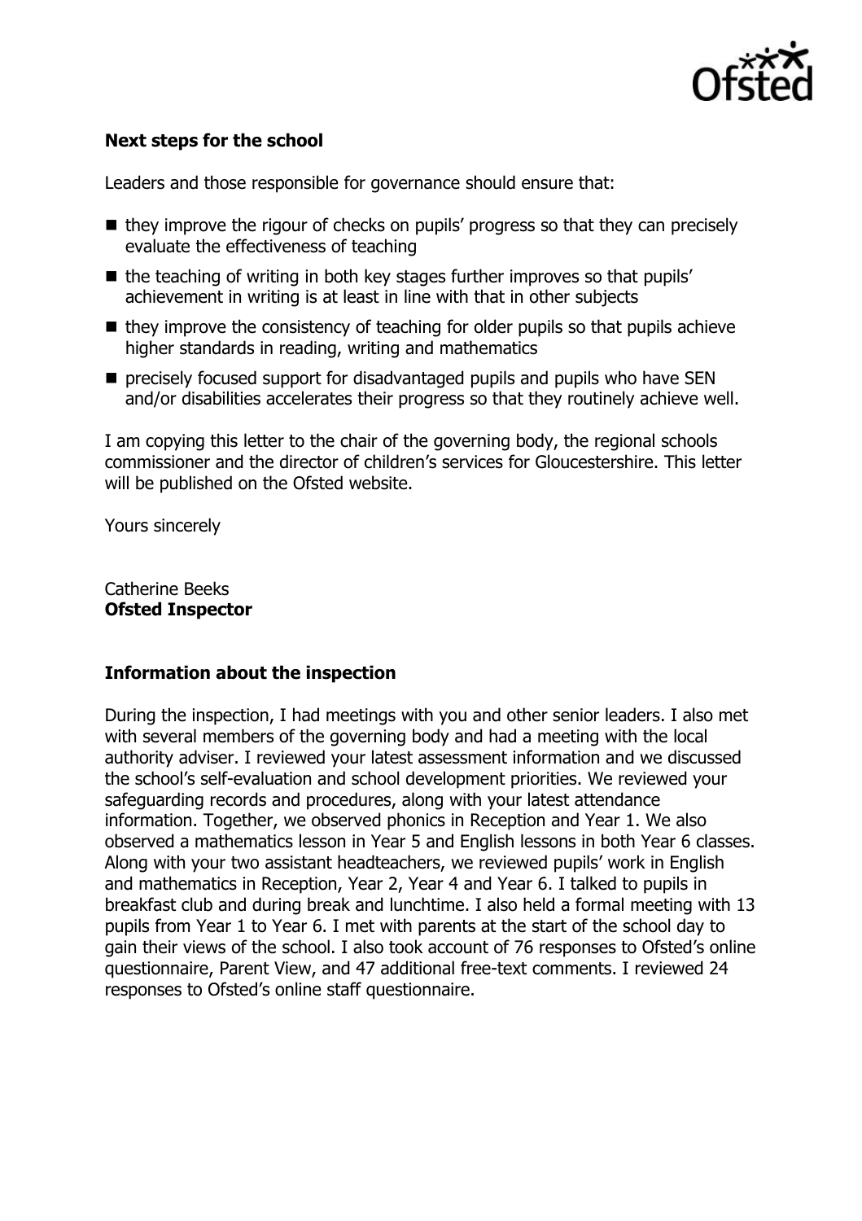**Next steps for the school**

Leaders and those responsible for governance should ensure that:

- they improve the rigour of checks on pupils' progress so that they can precisely evaluate the effectiveness of teaching
- the teaching of writing in both key stages further improves so that pupils' achievement in writing is at least in line with that in other subjects
- they improve the consistency of teaching for older pupils so that pupils achieve higher standards in reading, writing and mathematics
- precisely focused support for disadvantaged pupils and pupils who have SEN and/or disabilities accelerates their progress so that they routinely achieve well.

I am copying this letter to the chair of the governing body, the regional schools commissioner and the director of children's services for Gloucestershire. This letter will be published on the Ofsted website.

Yours sincerely

Catherine Beeks
**Ofsted Inspector**

**Information about the inspection**

During the inspection, I had meetings with you and other senior leaders. I also met with several members of the governing body and had a meeting with the local authority adviser. I reviewed your latest assessment information and we discussed the school's self-evaluation and school development priorities. We reviewed your safeguarding records and procedures, along with your latest attendance information. Together, we observed phonics in Reception and Year 1. We also observed a mathematics lesson in Year 5 and English lessons in both Year 6 classes. Along with your two assistant headteachers, we reviewed pupils' work in English and mathematics in Reception, Year 2, Year 4 and Year 6. I talked to pupils in breakfast club and during break and lunchtime. I also held a formal meeting with 13 pupils from Year 1 to Year 6. I met with parents at the start of the school day to gain their views of the school. I also took account of 76 responses to Ofsted's online questionnaire, Parent View, and 47 additional free-text comments. I reviewed 24 responses to Ofsted's online staff questionnaire.